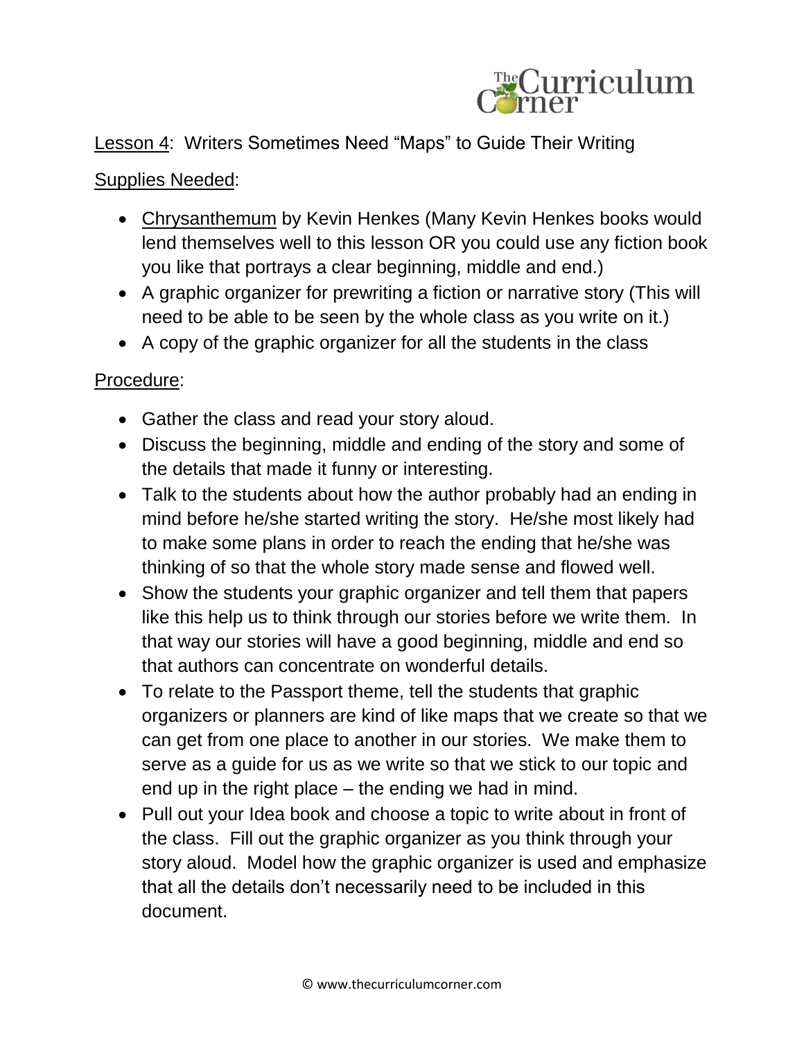Lesson 4: Writers Sometimes Need "Maps" to Guide Their Writing

Supplies Needed:

- Chrysanthemum by Kevin Henkes (Many Kevin Henkes books would lend themselves well to this lesson OR you could use any fiction book you like that portrays a clear beginning, middle and end.)
- A graphic organizer for prewriting a fiction or narrative story (This will need to be able to be seen by the whole class as you write on it.)
- A copy of the graphic organizer for all the students in the class

Procedure:

- Gather the class and read your story aloud.
- Discuss the beginning, middle and ending of the story and some of the details that made it funny or interesting.
- Talk to the students about how the author probably had an ending in mind before he/she started writing the story. He/she most likely had to make some plans in order to reach the ending that he/she was thinking of so that the whole story made sense and flowed well.
- Show the students your graphic organizer and tell them that papers like this help us to think through our stories before we write them. In that way our stories will have a good beginning, middle and end so that authors can concentrate on wonderful details.
- To relate to the Passport theme, tell the students that graphic organizers or planners are kind of like maps that we create so that we can get from one place to another in our stories. We make them to serve as a guide for us as we write so that we stick to our topic and end up in the right place – the ending we had in mind.
- Pull out your Idea book and choose a topic to write about in front of the class. Fill out the graphic organizer as you think through your story aloud. Model how the graphic organizer is used and emphasize that all the details don't necessarily need to be included in this document.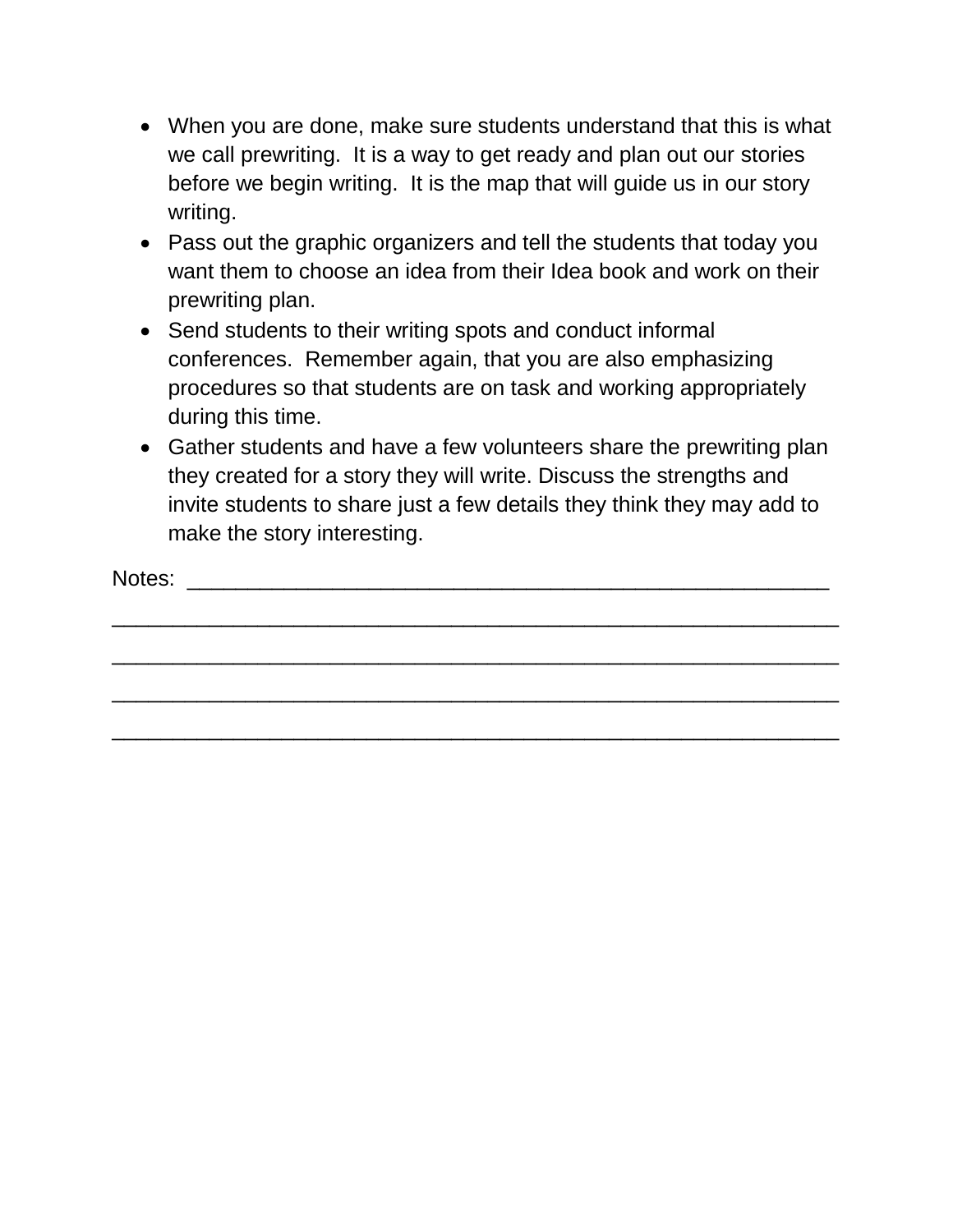- When you are done, make sure students understand that this is what we call prewriting. It is a way to get ready and plan out our stories before we begin writing. It is the map that will guide us in our story writing.
- Pass out the graphic organizers and tell the students that today you want them to choose an idea from their Idea book and work on their prewriting plan.
- Send students to their writing spots and conduct informal conferences. Remember again, that you are also emphasizing procedures so that students are on task and working appropriately during this time.
- Gather students and have a few volunteers share the prewriting plan they created for a story they will write. Discuss the strengths and invite students to share just a few details they think they may add to make the story interesting.

Notes: ______________________________________________________

_____________________________________________________________

_____________________________________________________________

_____________________________________________________________

_____________________________________________________________